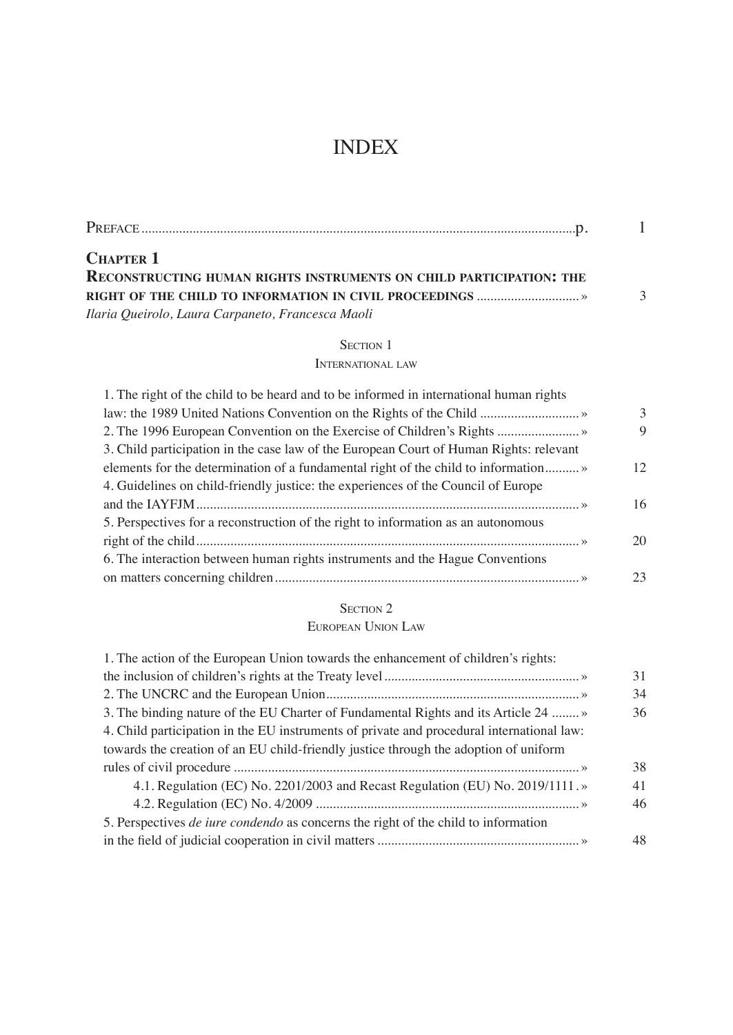# INDEX

| | |
|---|---|
| PREFACE | p. 1 |
| **CHAPTER 1** | |
| **RECONSTRUCTING HUMAN RIGHTS INSTRUMENTS ON CHILD PARTICIPATION: THE RIGHT OF THE CHILD TO INFORMATION IN CIVIL PROCEEDINGS** | » 3 |
| *Ilaria Queirolo, Laura Carpaneto, Francesca Maoli* | |

SECTION 1

INTERNATIONAL LAW

| | |
|---|---|
| 1. The right of the child to be heard and to be informed in international human rights law: the 1989 United Nations Convention on the Rights of the Child | » 3 |
| 2. The 1996 European Convention on the Exercise of Children's Rights | » 9 |
| 3. Child participation in the case law of the European Court of Human Rights: relevant elements for the determination of a fundamental right of the child to information | » 12 |
| 4. Guidelines on child-friendly justice: the experiences of the Council of Europe and the IAYFJM | » 16 |
| 5. Perspectives for a reconstruction of the right to information as an autonomous right of the child | » 20 |
| 6. The interaction between human rights instruments and the Hague Conventions on matters concerning children | » 23 |

SECTION 2

EUROPEAN UNION LAW

| | |
|---|---|
| 1. The action of the European Union towards the enhancement of children's rights: the inclusion of children's rights at the Treaty level | » 31 |
| 2. The UNCRC and the European Union | » 34 |
| 3. The binding nature of the EU Charter of Fundamental Rights and its Article 24 | » 36 |
| 4. Child participation in the EU instruments of private and procedural international law: towards the creation of an EU child-friendly justice through the adoption of uniform rules of civil procedure | » 38 |
| 4.1. Regulation (EC) No. 2201/2003 and Recast Regulation (EU) No. 2019/1111 | » 41 |
| 4.2. Regulation (EC) No. 4/2009 | » 46 |
| 5. Perspectives *de iure condendo* as concerns the right of the child to information in the field of judicial cooperation in civil matters | » 48 |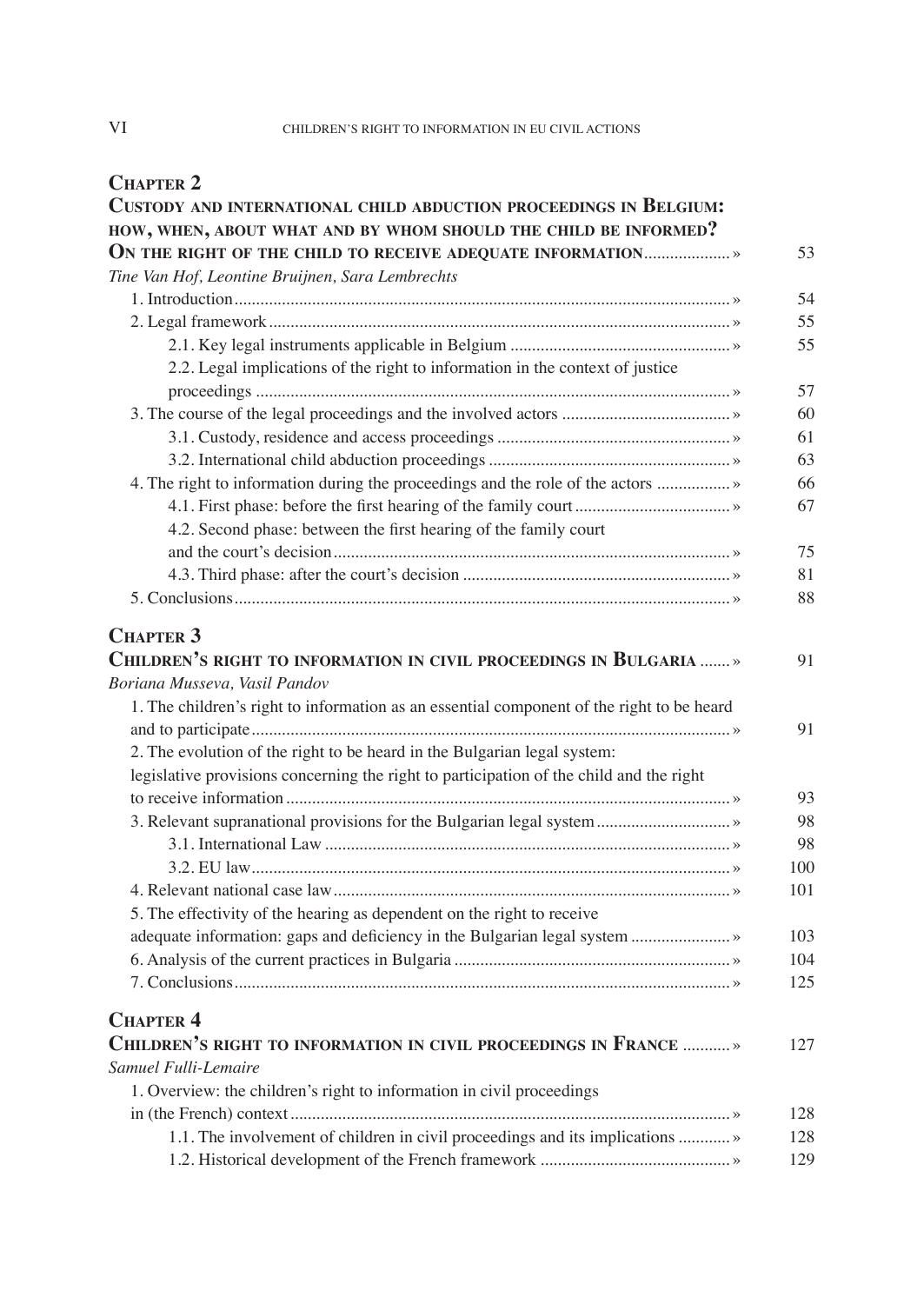## Chapter 2

### Custody and international child abduction proceedings in Belgium: how, when, about what and by whom should the child be informed? On the right of the child to receive adequate information » 53

*Tine Van Hof, Leontine Bruijnen, Sara Lembrechts*

- 1. Introduction » 54
- 2. Legal framework » 55
  - 2.1. Key legal instruments applicable in Belgium » 55
  - 2.2. Legal implications of the right to information in the context of justice proceedings » 57
- 3. The course of the legal proceedings and the involved actors » 60
  - 3.1. Custody, residence and access proceedings » 61
  - 3.2. International child abduction proceedings » 63
- 4. The right to information during the proceedings and the role of the actors » 66
  - 4.1. First phase: before the first hearing of the family court » 67
  - 4.2. Second phase: between the first hearing of the family court and the court's decision » 75
  - 4.3. Third phase: after the court's decision » 81
- 5. Conclusions » 88

## Chapter 3

### Children's right to information in civil proceedings in Bulgaria » 91

*Boriana Musseva, Vasil Pandov*

- 1. The children's right to information as an essential component of the right to be heard and to participate » 91
- 2. The evolution of the right to be heard in the Bulgarian legal system: legislative provisions concerning the right to participation of the child and the right to receive information » 93
- 3. Relevant supranational provisions for the Bulgarian legal system » 98
  - 3.1. International Law » 98
  - 3.2. EU law » 100
- 4. Relevant national case law » 101
- 5. The effectivity of the hearing as dependent on the right to receive adequate information: gaps and deficiency in the Bulgarian legal system » 103
- 6. Analysis of the current practices in Bulgaria » 104
- 7. Conclusions » 125

## Chapter 4

### Children's right to information in civil proceedings in France » 127

*Samuel Fulli-Lemaire*

- 1. Overview: the children's right to information in civil proceedings in (the French) context » 128
  - 1.1. The involvement of children in civil proceedings and its implications » 128
  - 1.2. Historical development of the French framework » 129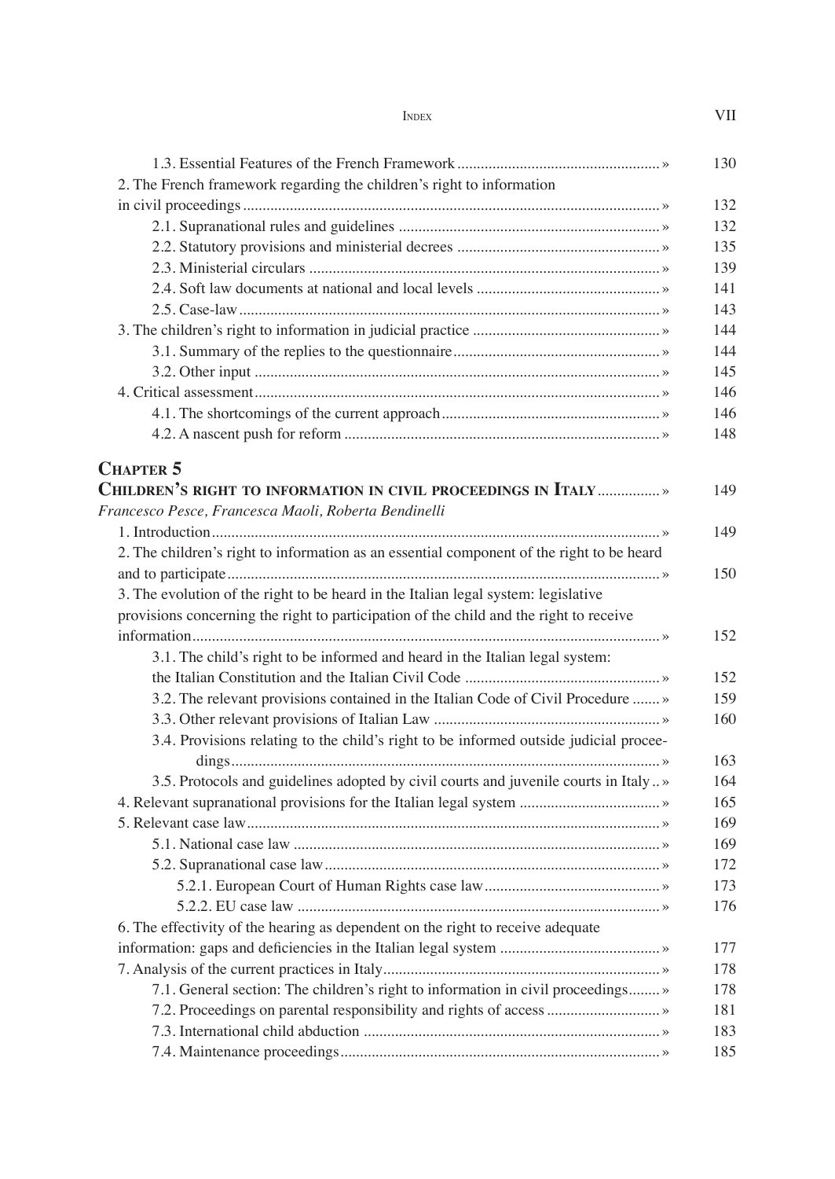1.3. Essential Features of the French Framework » 130

2. The French framework regarding the children's right to information in civil proceedings » 132

2.1. Supranational rules and guidelines » 132

2.2. Statutory provisions and ministerial decrees » 135

2.3. Ministerial circulars » 139

2.4. Soft law documents at national and local levels » 141

2.5. Case-law » 143

3. The children's right to information in judicial practice » 144

3.1. Summary of the replies to the questionnaire » 144

3.2. Other input » 145

4. Critical assessment » 146

4.1. The shortcomings of the current approach » 146

4.2. A nascent push for reform » 148

## Chapter 5

## Children's right to information in civil proceedings in Italy » 149

*Francesco Pesce, Francesca Maoli, Roberta Bendinelli*

1. Introduction » 149

2. The children's right to information as an essential component of the right to be heard and to participate » 150

3. The evolution of the right to be heard in the Italian legal system: legislative provisions concerning the right to participation of the child and the right to receive information » 152

3.1. The child's right to be informed and heard in the Italian legal system: the Italian Constitution and the Italian Civil Code » 152

3.2. The relevant provisions contained in the Italian Code of Civil Procedure » 159

3.3. Other relevant provisions of Italian Law » 160

3.4. Provisions relating to the child's right to be informed outside judicial proceedings » 163

3.5. Protocols and guidelines adopted by civil courts and juvenile courts in Italy » 164

4. Relevant supranational provisions for the Italian legal system » 165

5. Relevant case law » 169

5.1. National case law » 169

5.2. Supranational case law » 172

5.2.1. European Court of Human Rights case law » 173

5.2.2. EU case law » 176

6. The effectivity of the hearing as dependent on the right to receive adequate information: gaps and deficiencies in the Italian legal system » 177

7. Analysis of the current practices in Italy » 178

7.1. General section: The children's right to information in civil proceedings » 178

7.2. Proceedings on parental responsibility and rights of access » 181

7.3. International child abduction » 183

7.4. Maintenance proceedings » 185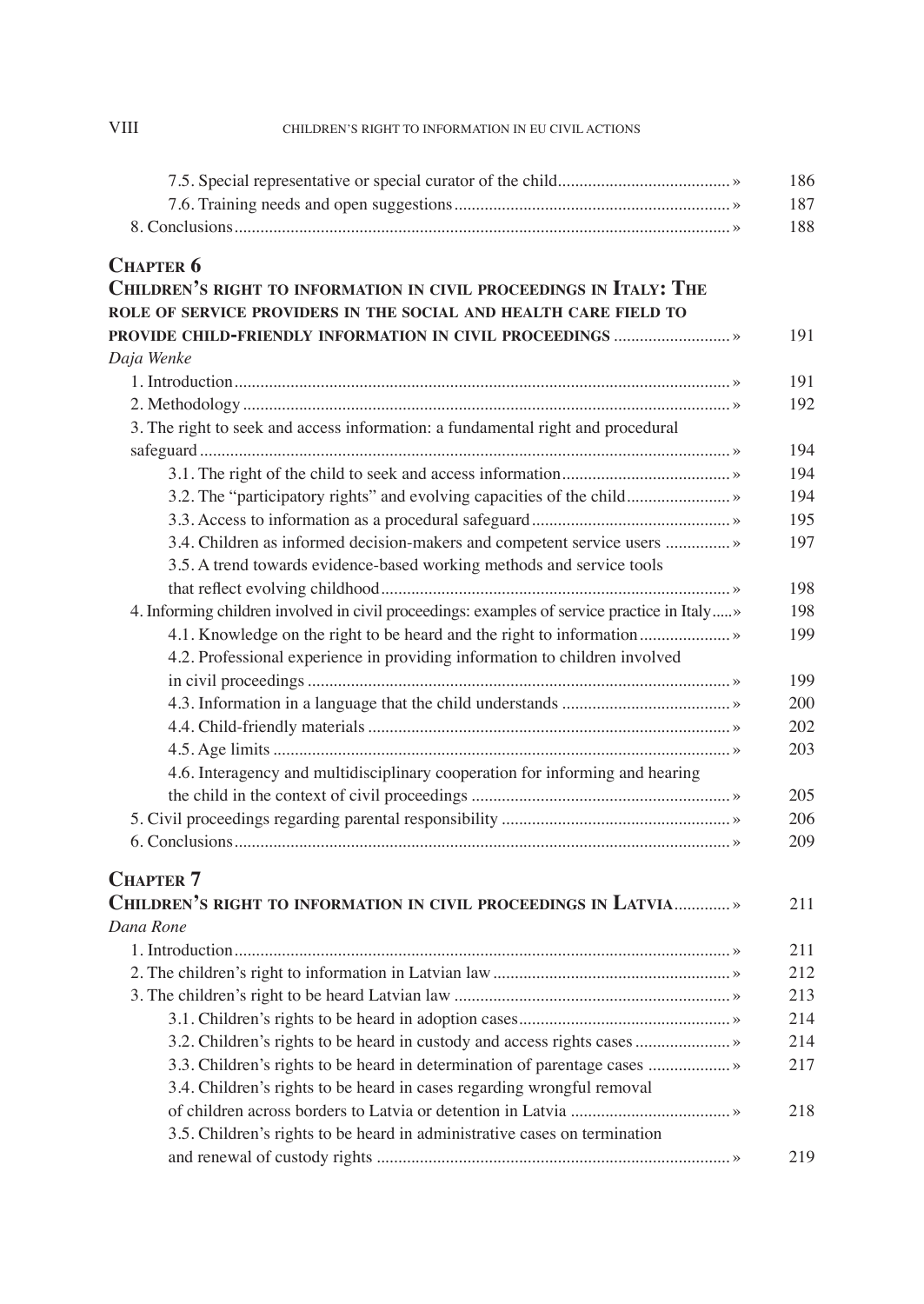7.5. Special representative or special curator of the child » 186
7.6. Training needs and open suggestions » 187
8. Conclusions » 188

## Chapter 6

**Children's right to information in civil proceedings in Italy: The role of service providers in the social and health care field to provide child-friendly information in civil proceedings** » 191

*Daja Wenke*

1. Introduction » 191
2. Methodology » 192
3. The right to seek and access information: a fundamental right and procedural safeguard » 194
    3.1. The right of the child to seek and access information » 194
    3.2. The "participatory rights" and evolving capacities of the child » 194
    3.3. Access to information as a procedural safeguard » 195
    3.4. Children as informed decision-makers and competent service users » 197
    3.5. A trend towards evidence-based working methods and service tools that reflect evolving childhood » 198
4. Informing children involved in civil proceedings: examples of service practice in Italy » 198
    4.1. Knowledge on the right to be heard and the right to information » 199
    4.2. Professional experience in providing information to children involved in civil proceedings » 199
    4.3. Information in a language that the child understands » 200
    4.4. Child-friendly materials » 202
    4.5. Age limits » 203
    4.6. Interagency and multidisciplinary cooperation for informing and hearing the child in the context of civil proceedings » 205
5. Civil proceedings regarding parental responsibility » 206
6. Conclusions » 209

## Chapter 7

**Children's right to information in civil proceedings in Latvia** » 211

*Dana Rone*

1. Introduction » 211
2. The children's right to information in Latvian law » 212
3. The children's right to be heard Latvian law » 213
    3.1. Children's rights to be heard in adoption cases » 214
    3.2. Children's rights to be heard in custody and access rights cases » 214
    3.3. Children's rights to be heard in determination of parentage cases » 217
    3.4. Children's rights to be heard in cases regarding wrongful removal of children across borders to Latvia or detention in Latvia » 218
    3.5. Children's rights to be heard in administrative cases on termination and renewal of custody rights » 219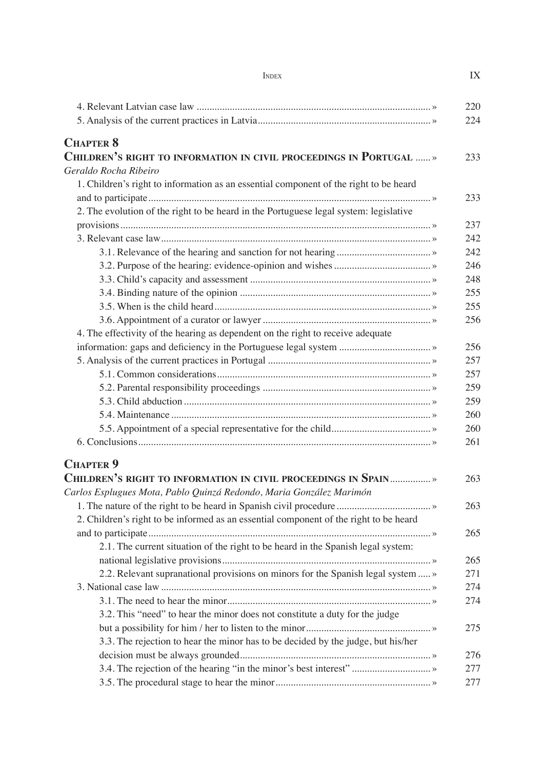4. Relevant Latvian case law ........................................................................................ » 220
5. Analysis of the current practices in Latvia.................................................................. » 224

## Chapter 8

## Children's right to information in civil proceedings in Portugal ...... » 233

*Geraldo Rocha Ribeiro*

1. Children's right to information as an essential component of the right to be heard and to participate............................................................................................... » 233
2. The evolution of the right to be heard in the Portuguese legal system: legislative provisions.......................................................................................................... » 237
3. Relevant case law.......................................................................................................... » 242
    - 3.1. Relevance of the hearing and sanction for not hearing ..................................... » 242
    - 3.2. Purpose of the hearing: evidence-opinion and wishes ...................................... » 246
    - 3.3. Child's capacity and assessment ...................................................................... » 248
    - 3.4. Binding nature of the opinion .......................................................................... » 255
    - 3.5. When is the child heard ..................................................................................... » 255
    - 3.6. Appointment of a curator or lawyer .................................................................. » 256
4. The effectivity of the hearing as dependent on the right to receive adequate information: gaps and deficiency in the Portuguese legal system .................................... » 256
5. Analysis of the current practices in Portugal ................................................................ » 257
    - 5.1. Common considerations.................................................................................... » 257
    - 5.2. Parental responsibility proceedings .................................................................. » 259
    - 5.3. Child abduction ................................................................................................. » 259
    - 5.4. Maintenance ...................................................................................................... » 260
    - 5.5. Appointment of a special representative for the child........................................ » 260
6. Conclusions.................................................................................................................. » 261

## Chapter 9

## Children's right to information in civil proceedings in Spain................ » 263

*Carlos Esplugues Mota, Pablo Quinzá Redondo, Maria González Marimón*

1. The nature of the right to be heard in Spanish civil procedure ...................................... » 263
2. Children's right to be informed as an essential component of the right to be heard and to participate............................................................................................... » 265
    - 2.1. The current situation of the right to be heard in the Spanish legal system: national legislative provisions.................................................................................. » 265
    - 2.2. Relevant supranational provisions on minors for the Spanish legal system ..... » 271
3. National case law .......................................................................................................... » 274
    - 3.1. The need to hear the minor................................................................................ » 274
    - 3.2. This "need" to hear the minor does not constitute a duty for the judge but a possibility for him / her to listen to the minor................................................. » 275
    - 3.3. The rejection to hear the minor has to be decided by the judge, but his/her decision must be always grounded........................................................................... » 276
    - 3.4. The rejection of the hearing "in the minor's best interest" ............................... » 277
    - 3.5. The procedural stage to hear the minor............................................................. » 277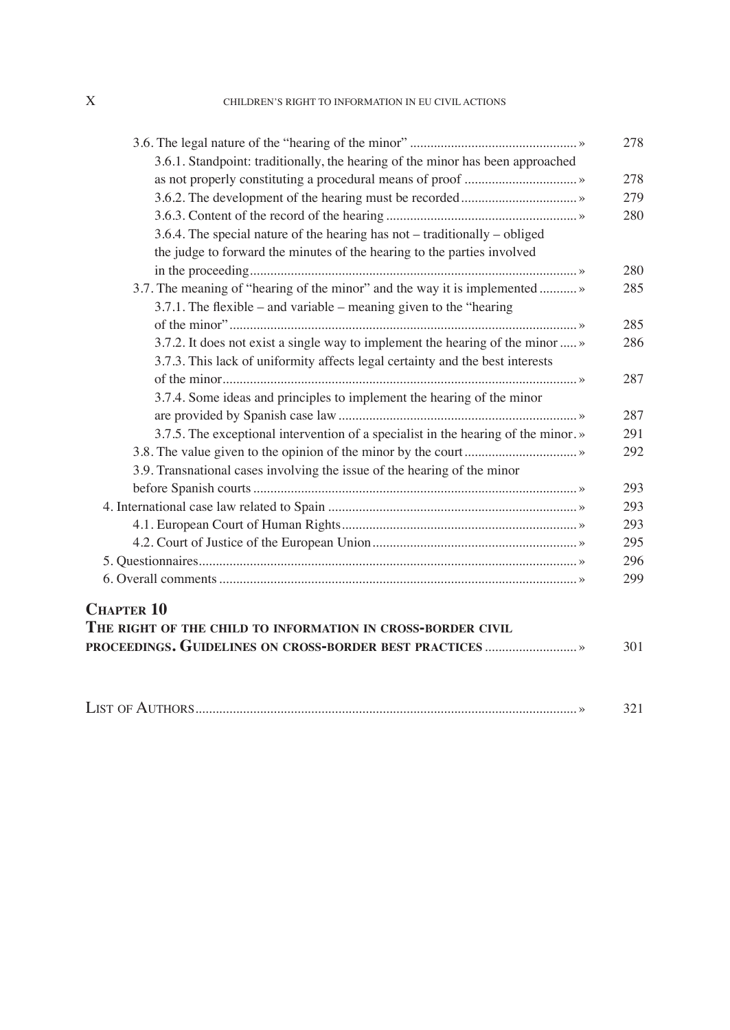3.6. The legal nature of the "hearing of the minor" ................................................» 278

3.6.1. Standpoint: traditionally, the hearing of the minor has been approached as not properly constituting a procedural means of proof ................................» 278

3.6.2. The development of the hearing must be recorded..................................» 279

3.6.3. Content of the record of the hearing ........................................................» 280

3.6.4. The special nature of the hearing has not – traditionally – obliged the judge to forward the minutes of the hearing to the parties involved in the proceeding................................................................................................» 280

3.7. The meaning of "hearing of the minor" and the way it is implemented ...........» 285

3.7.1. The flexible – and variable – meaning given to the "hearing of the minor"......................................................................................................» 285

3.7.2. It does not exist a single way to implement the hearing of the minor .....» 286

3.7.3. This lack of uniformity affects legal certainty and the best interests of the minor........................................................................................................» 287

3.7.4. Some ideas and principles to implement the hearing of the minor are provided by Spanish case law ......................................................................» 287

3.7.5. The exceptional intervention of a specialist in the hearing of the minor.» 291

3.8. The value given to the opinion of the minor by the court.................................» 292

3.9. Transnational cases involving the issue of the hearing of the minor before Spanish courts ...............................................................................................» 293

4. International case law related to Spain .........................................................................» 293

4.1. European Court of Human Rights.....................................................................» 293

4.2. Court of Justice of the European Union ...........................................................» 295

5. Questionnaires...............................................................................................................» 296

6. Overall comments .........................................................................................................» 299

## CHAPTER 10

**THE RIGHT OF THE CHILD TO INFORMATION IN CROSS-BORDER CIVIL PROCEEDINGS. GUIDELINES ON CROSS-BORDER BEST PRACTICES** ...........................» 301

LIST OF AUTHORS...............................................................................................................» 321